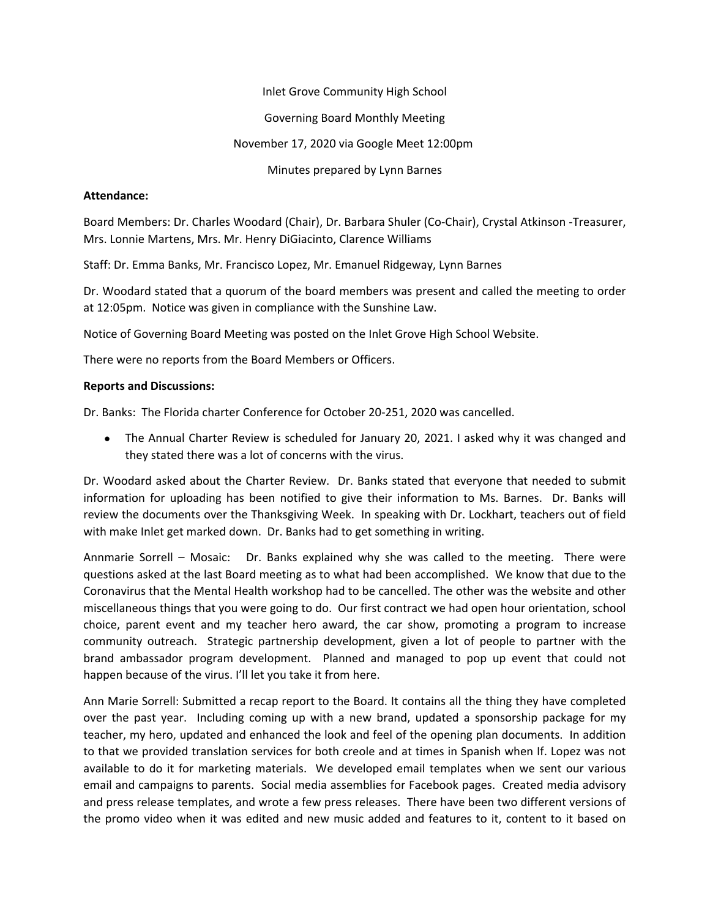Inlet Grove Community High School

Governing Board Monthly Meeting

November 17, 2020 via Google Meet 12:00pm

Minutes prepared by Lynn Barnes

**Attendance:**

Board Members: Dr. Charles Woodard (Chair), Dr. Barbara Shuler (Co-Chair), Crystal Atkinson -Treasurer, Mrs. Lonnie Martens, Mrs. Mr. Henry DiGiacinto, Clarence Williams

Staff: Dr. Emma Banks, Mr. Francisco Lopez, Mr. Emanuel Ridgeway, Lynn Barnes

Dr. Woodard stated that a quorum of the board members was present and called the meeting to order at 12:05pm. Notice was given in compliance with the Sunshine Law.

Notice of Governing Board Meeting was posted on the Inlet Grove High School Website.

There were no reports from the Board Members or Officers.

**Reports and Discussions:**

Dr. Banks: The Florida charter Conference for October 20-251, 2020 was cancelled.

- The Annual Charter Review is scheduled for January 20, 2021. I asked why it was changed and they stated there was a lot of concerns with the virus.

Dr. Woodard asked about the Charter Review. Dr. Banks stated that everyone that needed to submit information for uploading has been notified to give their information to Ms. Barnes. Dr. Banks will review the documents over the Thanksgiving Week. In speaking with Dr. Lockhart, teachers out of field with make Inlet get marked down. Dr. Banks had to get something in writing.

Annmarie Sorrell – Mosaic: Dr. Banks explained why she was called to the meeting. There were questions asked at the last Board meeting as to what had been accomplished. We know that due to the Coronavirus that the Mental Health workshop had to be cancelled. The other was the website and other miscellaneous things that you were going to do. Our first contract we had open hour orientation, school choice, parent event and my teacher hero award, the car show, promoting a program to increase community outreach. Strategic partnership development, given a lot of people to partner with the brand ambassador program development. Planned and managed to pop up event that could not happen because of the virus. I'll let you take it from here.

Ann Marie Sorrell: Submitted a recap report to the Board. It contains all the thing they have completed over the past year. Including coming up with a new brand, updated a sponsorship package for my teacher, my hero, updated and enhanced the look and feel of the opening plan documents. In addition to that we provided translation services for both creole and at times in Spanish when If. Lopez was not available to do it for marketing materials. We developed email templates when we sent our various email and campaigns to parents. Social media assemblies for Facebook pages. Created media advisory and press release templates, and wrote a few press releases. There have been two different versions of the promo video when it was edited and new music added and features to it, content to it based on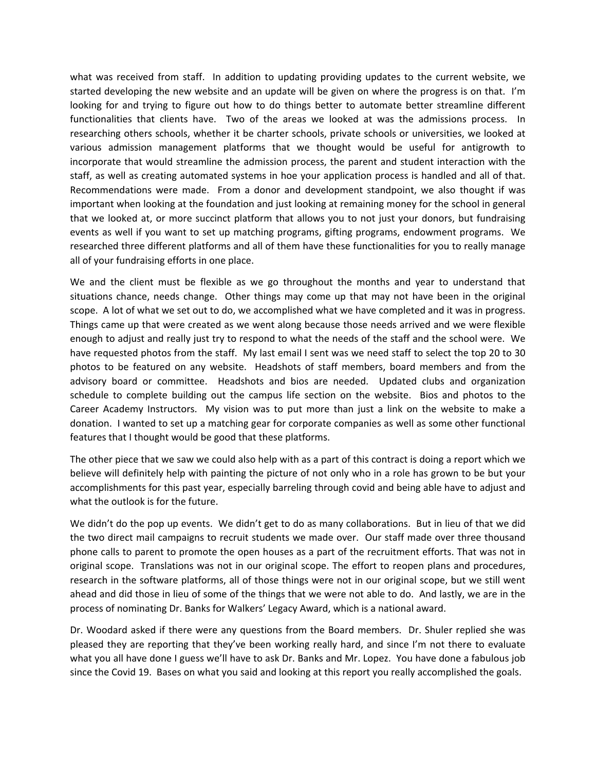what was received from staff. In addition to updating providing updates to the current website, we started developing the new website and an update will be given on where the progress is on that. I'm looking for and trying to figure out how to do things better to automate better streamline different functionalities that clients have. Two of the areas we looked at was the admissions process. In researching others schools, whether it be charter schools, private schools or universities, we looked at various admission management platforms that we thought would be useful for antigrowth to incorporate that would streamline the admission process, the parent and student interaction with the staff, as well as creating automated systems in hoe your application process is handled and all of that. Recommendations were made. From a donor and development standpoint, we also thought if was important when looking at the foundation and just looking at remaining money for the school in general that we looked at, or more succinct platform that allows you to not just your donors, but fundraising events as well if you want to set up matching programs, gifting programs, endowment programs. We researched three different platforms and all of them have these functionalities for you to really manage all of your fundraising efforts in one place.

We and the client must be flexible as we go throughout the months and year to understand that situations chance, needs change. Other things may come up that may not have been in the original scope. A lot of what we set out to do, we accomplished what we have completed and it was in progress. Things came up that were created as we went along because those needs arrived and we were flexible enough to adjust and really just try to respond to what the needs of the staff and the school were. We have requested photos from the staff. My last email I sent was we need staff to select the top 20 to 30 photos to be featured on any website. Headshots of staff members, board members and from the advisory board or committee. Headshots and bios are needed. Updated clubs and organization schedule to complete building out the campus life section on the website. Bios and photos to the Career Academy Instructors. My vision was to put more than just a link on the website to make a donation. I wanted to set up a matching gear for corporate companies as well as some other functional features that I thought would be good that these platforms.

The other piece that we saw we could also help with as a part of this contract is doing a report which we believe will definitely help with painting the picture of not only who in a role has grown to be but your accomplishments for this past year, especially barreling through covid and being able have to adjust and what the outlook is for the future.

We didn't do the pop up events. We didn't get to do as many collaborations. But in lieu of that we did the two direct mail campaigns to recruit students we made over. Our staff made over three thousand phone calls to parent to promote the open houses as a part of the recruitment efforts. That was not in original scope. Translations was not in our original scope. The effort to reopen plans and procedures, research in the software platforms, all of those things were not in our original scope, but we still went ahead and did those in lieu of some of the things that we were not able to do. And lastly, we are in the process of nominating Dr. Banks for Walkers' Legacy Award, which is a national award.

Dr. Woodard asked if there were any questions from the Board members. Dr. Shuler replied she was pleased they are reporting that they've been working really hard, and since I'm not there to evaluate what you all have done I guess we'll have to ask Dr. Banks and Mr. Lopez. You have done a fabulous job since the Covid 19. Bases on what you said and looking at this report you really accomplished the goals.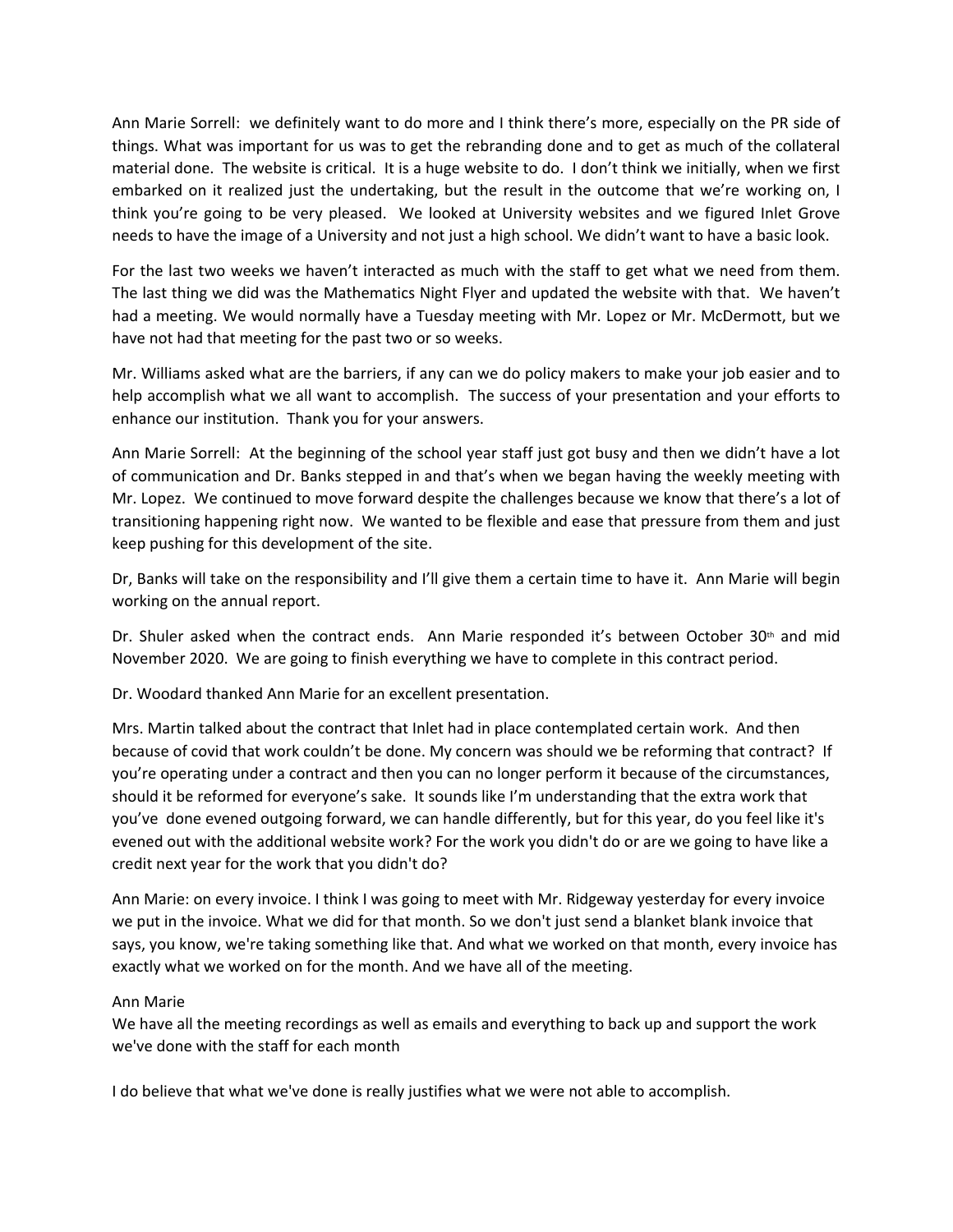Ann Marie Sorrell: we definitely want to do more and I think there's more, especially on the PR side of things. What was important for us was to get the rebranding done and to get as much of the collateral material done. The website is critical. It is a huge website to do. I don't think we initially, when we first embarked on it realized just the undertaking, but the result in the outcome that we're working on, I think you're going to be very pleased. We looked at University websites and we figured Inlet Grove needs to have the image of a University and not just a high school. We didn't want to have a basic look.

For the last two weeks we haven't interacted as much with the staff to get what we need from them. The last thing we did was the Mathematics Night Flyer and updated the website with that. We haven't had a meeting. We would normally have a Tuesday meeting with Mr. Lopez or Mr. McDermott, but we have not had that meeting for the past two or so weeks.

Mr. Williams asked what are the barriers, if any can we do policy makers to make your job easier and to help accomplish what we all want to accomplish. The success of your presentation and your efforts to enhance our institution. Thank you for your answers.

Ann Marie Sorrell: At the beginning of the school year staff just got busy and then we didn't have a lot of communication and Dr. Banks stepped in and that's when we began having the weekly meeting with Mr. Lopez. We continued to move forward despite the challenges because we know that there's a lot of transitioning happening right now. We wanted to be flexible and ease that pressure from them and just keep pushing for this development of the site.

Dr, Banks will take on the responsibility and I'll give them a certain time to have it. Ann Marie will begin working on the annual report.

Dr. Shuler asked when the contract ends. Ann Marie responded it's between October 30th and mid November 2020. We are going to finish everything we have to complete in this contract period.

Dr. Woodard thanked Ann Marie for an excellent presentation.

Mrs. Martin talked about the contract that Inlet had in place contemplated certain work. And then because of covid that work couldn't be done. My concern was should we be reforming that contract? If you're operating under a contract and then you can no longer perform it because of the circumstances, should it be reformed for everyone's sake. It sounds like I'm understanding that the extra work that you've done evened outgoing forward, we can handle differently, but for this year, do you feel like it's evened out with the additional website work? For the work you didn't do or are we going to have like a credit next year for the work that you didn't do?

Ann Marie: on every invoice. I think I was going to meet with Mr. Ridgeway yesterday for every invoice we put in the invoice. What we did for that month. So we don't just send a blanket blank invoice that says, you know, we're taking something like that. And what we worked on that month, every invoice has exactly what we worked on for the month. And we have all of the meeting.

Ann Marie
We have all the meeting recordings as well as emails and everything to back up and support the work we've done with the staff for each month

I do believe that what we've done is really justifies what we were not able to accomplish.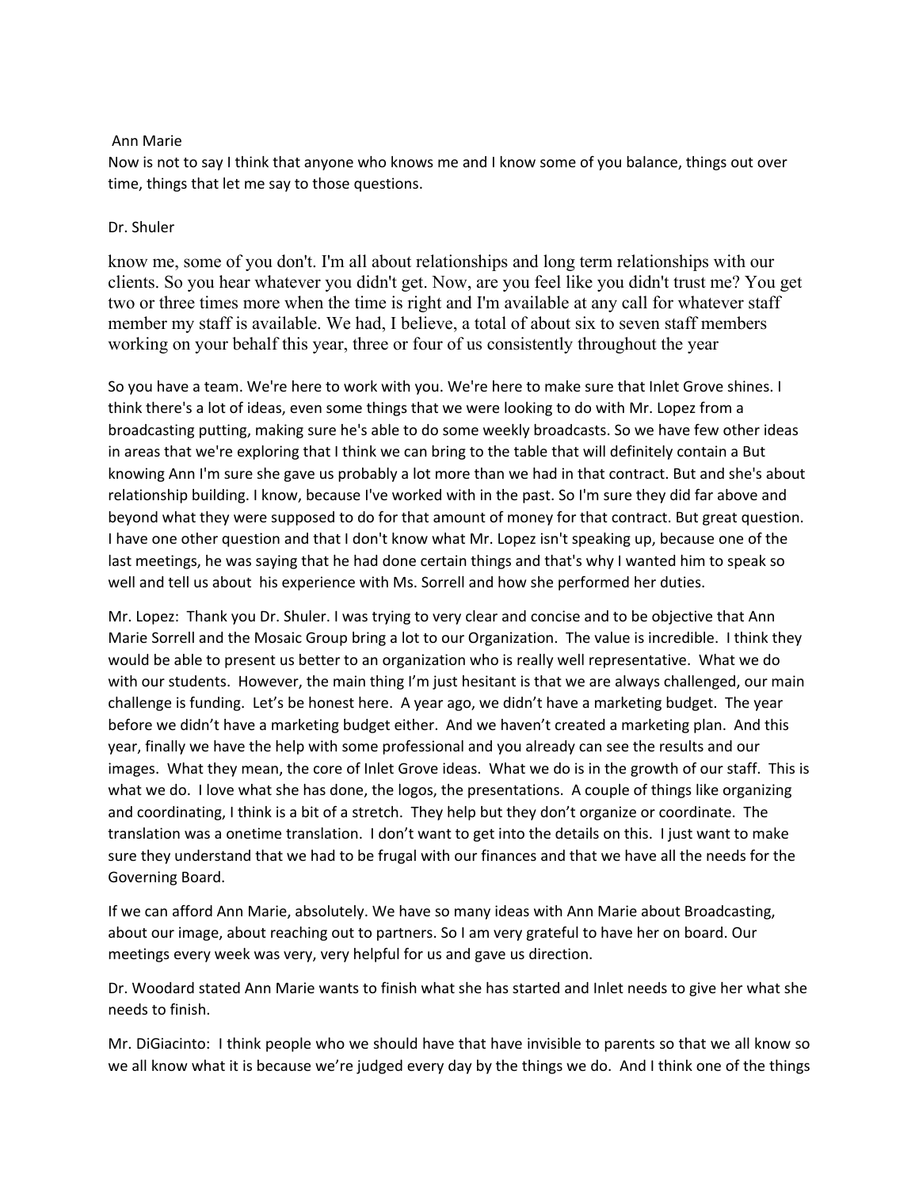Ann Marie

Now is not to say I think that anyone who knows me and I know some of you balance, things out over time, things that let me say to those questions.

Dr. Shuler

know me, some of you don't. I'm all about relationships and long term relationships with our clients. So you hear whatever you didn't get. Now, are you feel like you didn't trust me? You get two or three times more when the time is right and I'm available at any call for whatever staff member my staff is available. We had, I believe, a total of about six to seven staff members working on your behalf this year, three or four of us consistently throughout the year

So you have a team. We're here to work with you. We're here to make sure that Inlet Grove shines. I think there's a lot of ideas, even some things that we were looking to do with Mr. Lopez from a broadcasting putting, making sure he's able to do some weekly broadcasts. So we have few other ideas in areas that we're exploring that I think we can bring to the table that will definitely contain a But knowing Ann I'm sure she gave us probably a lot more than we had in that contract. But and she's about relationship building. I know, because I've worked with in the past. So I'm sure they did far above and beyond what they were supposed to do for that amount of money for that contract. But great question. I have one other question and that I don't know what Mr. Lopez isn't speaking up, because one of the last meetings, he was saying that he had done certain things and that's why I wanted him to speak so well and tell us about his experience with Ms. Sorrell and how she performed her duties.

Mr. Lopez: Thank you Dr. Shuler. I was trying to very clear and concise and to be objective that Ann Marie Sorrell and the Mosaic Group bring a lot to our Organization. The value is incredible. I think they would be able to present us better to an organization who is really well representative. What we do with our students. However, the main thing I'm just hesitant is that we are always challenged, our main challenge is funding. Let's be honest here. A year ago, we didn't have a marketing budget. The year before we didn't have a marketing budget either. And we haven't created a marketing plan. And this year, finally we have the help with some professional and you already can see the results and our images. What they mean, the core of Inlet Grove ideas. What we do is in the growth of our staff. This is what we do. I love what she has done, the logos, the presentations. A couple of things like organizing and coordinating, I think is a bit of a stretch. They help but they don't organize or coordinate. The translation was a onetime translation. I don't want to get into the details on this. I just want to make sure they understand that we had to be frugal with our finances and that we have all the needs for the Governing Board.

If we can afford Ann Marie, absolutely. We have so many ideas with Ann Marie about Broadcasting, about our image, about reaching out to partners. So I am very grateful to have her on board. Our meetings every week was very, very helpful for us and gave us direction.

Dr. Woodard stated Ann Marie wants to finish what she has started and Inlet needs to give her what she needs to finish.

Mr. DiGiacinto: I think people who we should have that have invisible to parents so that we all know so we all know what it is because we're judged every day by the things we do. And I think one of the things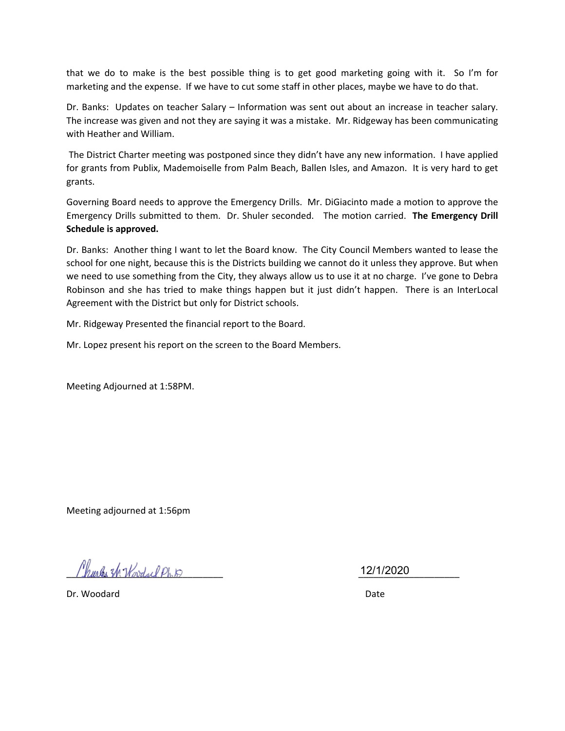that we do to make is the best possible thing is to get good marketing going with it. So I'm for marketing and the expense. If we have to cut some staff in other places, maybe we have to do that.

Dr. Banks: Updates on teacher Salary – Information was sent out about an increase in teacher salary. The increase was given and not they are saying it was a mistake. Mr. Ridgeway has been communicating with Heather and William.

The District Charter meeting was postponed since they didn't have any new information. I have applied for grants from Publix, Mademoiselle from Palm Beach, Ballen Isles, and Amazon. It is very hard to get grants.

Governing Board needs to approve the Emergency Drills. Mr. DiGiacinto made a motion to approve the Emergency Drills submitted to them. Dr. Shuler seconded. The motion carried. **The Emergency Drill Schedule is approved.**

Dr. Banks: Another thing I want to let the Board know. The City Council Members wanted to lease the school for one night, because this is the Districts building we cannot do it unless they approve. But when we need to use something from the City, they always allow us to use it at no charge. I've gone to Debra Robinson and she has tried to make things happen but it just didn't happen. There is an InterLocal Agreement with the District but only for District schools.

Mr. Ridgeway Presented the financial report to the Board.

Mr. Lopez present his report on the screen to the Board Members.

Meeting Adjourned at 1:58PM.

Meeting adjourned at 1:56pm

Charles W. Woodard Ph.D. ____________________ 12/1/2020 ____________________

Dr. Woodard Date